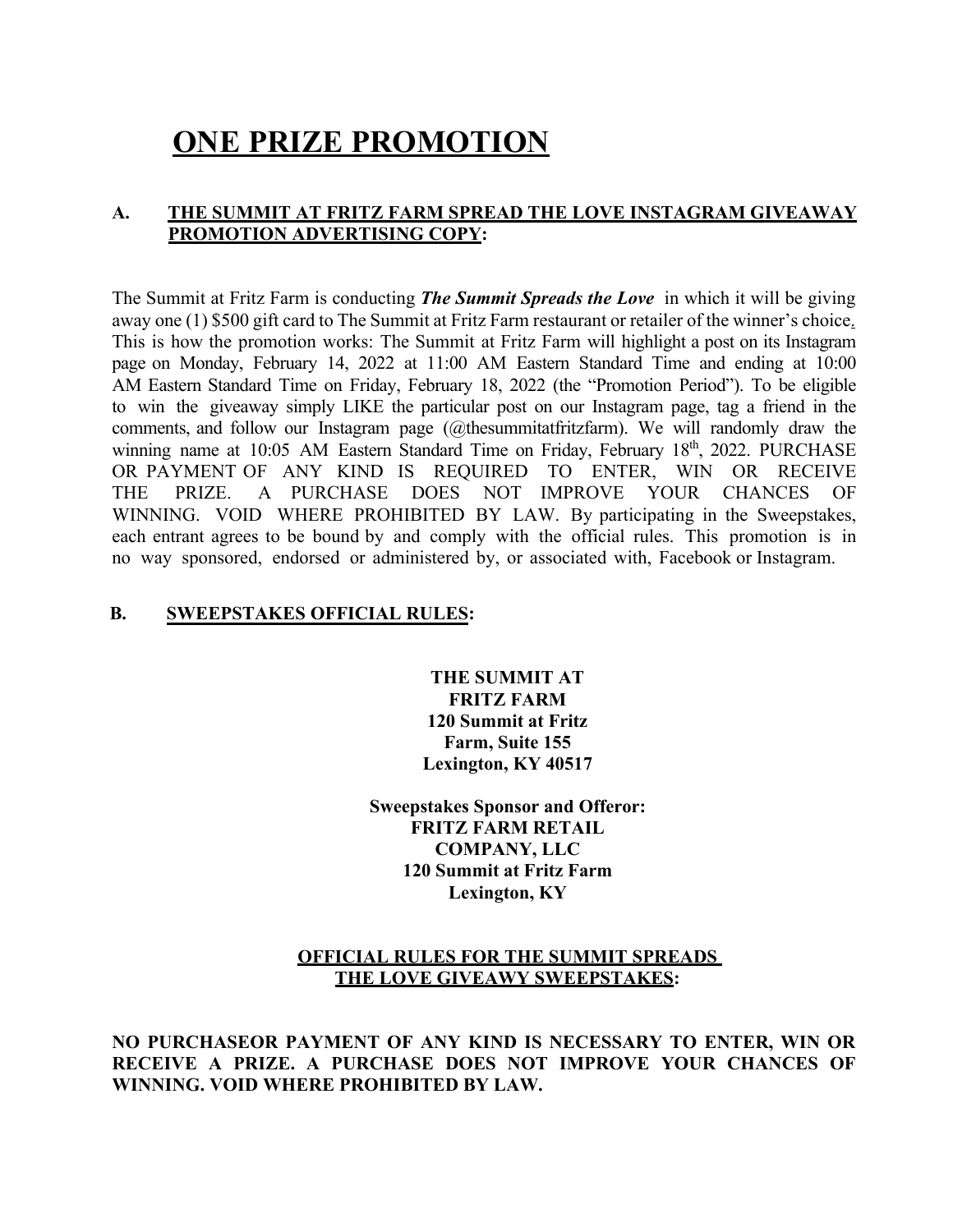# ONE PRIZE PROMOTION

## A. THE SUMMIT AT FRITZ FARM SPREAD THE LOVE INSTAGRAM GIVEAWAY PROMOTION ADVERTISING COPY:

The Summit at Fritz Farm is conducting ***The Summit Spreads the Love*** in which it will be giving away one (1) $500 gift card to The Summit at Fritz Farm restaurant or retailer of the winner's choice. This is how the promotion works: The Summit at Fritz Farm will highlight a post on its Instagram page on Monday, February 14, 2022 at 11:00 AM Eastern Standard Time and ending at 10:00 AM Eastern Standard Time on Friday, February 18, 2022 (the "Promotion Period"). To be eligible to win the giveaway simply LIKE the particular post on our Instagram page, tag a friend in the comments, and follow our Instagram page (@thesummitatfritzfarm). We will randomly draw the winning name at 10:05 AM Eastern Standard Time on Friday, February 18th, 2022. PURCHASE OR PAYMENT OF ANY KIND IS REQUIRED TO ENTER, WIN OR RECEIVE THE PRIZE. A PURCHASE DOES NOT IMPROVE YOUR CHANCES OF WINNING. VOID WHERE PROHIBITED BY LAW. By participating in the Sweepstakes, each entrant agrees to be bound by and comply with the official rules. This promotion is in no way sponsored, endorsed or administered by, or associated with, Facebook or Instagram.

## B. SWEEPSTAKES OFFICIAL RULES:

**THE SUMMIT AT FRITZ FARM
120 Summit at Fritz Farm, Suite 155
Lexington, KY 40517**

**Sweepstakes Sponsor and Offeror:
FRITZ FARM RETAIL COMPANY, LLC
120 Summit at Fritz Farm
Lexington, KY**

**OFFICIAL RULES FOR THE SUMMIT SPREADS THE LOVE GIVEAWY SWEEPSTAKES:**

**NO PURCHASEOR PAYMENT OF ANY KIND IS NECESSARY TO ENTER, WIN OR RECEIVE A PRIZE. A PURCHASE DOES NOT IMPROVE YOUR CHANCES OF WINNING. VOID WHERE PROHIBITED BY LAW.**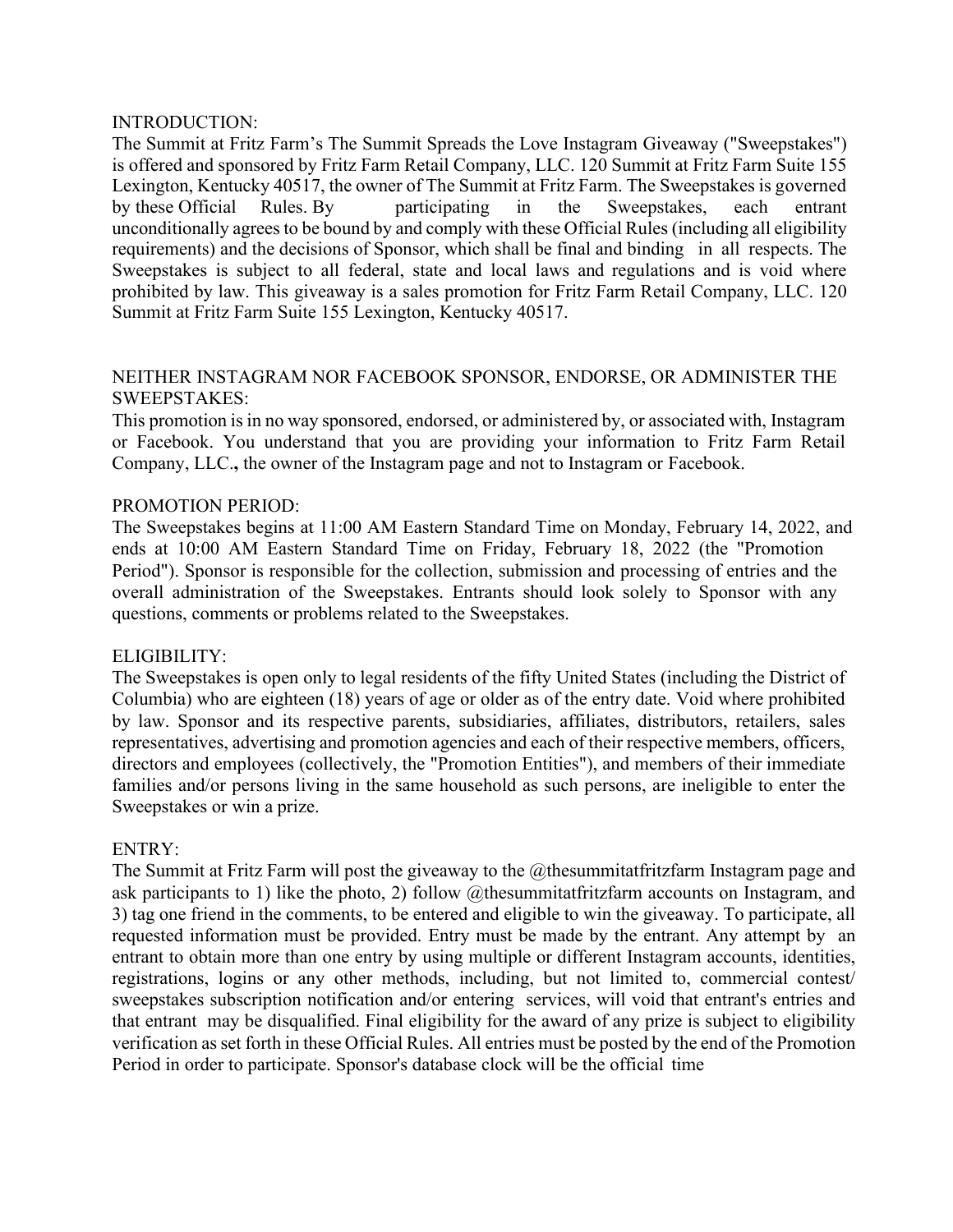## INTRODUCTION:

The Summit at Fritz Farm's The Summit Spreads the Love Instagram Giveaway ("Sweepstakes") is offered and sponsored by Fritz Farm Retail Company, LLC. 120 Summit at Fritz Farm Suite 155 Lexington, Kentucky 40517, the owner of The Summit at Fritz Farm. The Sweepstakes is governed by these Official Rules. By participating in the Sweepstakes, each entrant unconditionally agrees to be bound by and comply with these Official Rules (including all eligibility requirements) and the decisions of Sponsor, which shall be final and binding in all respects. The Sweepstakes is subject to all federal, state and local laws and regulations and is void where prohibited by law. This giveaway is a sales promotion for Fritz Farm Retail Company, LLC. 120 Summit at Fritz Farm Suite 155 Lexington, Kentucky 40517.

## NEITHER INSTAGRAM NOR FACEBOOK SPONSOR, ENDORSE, OR ADMINISTER THE SWEEPSTAKES:

This promotion is in no way sponsored, endorsed, or administered by, or associated with, Instagram or Facebook. You understand that you are providing your information to Fritz Farm Retail Company, LLC**.,** the owner of the Instagram page and not to Instagram or Facebook.

## PROMOTION PERIOD:

The Sweepstakes begins at 11:00 AM Eastern Standard Time on Monday, February 14, 2022, and ends at 10:00 AM Eastern Standard Time on Friday, February 18, 2022 (the "Promotion Period"). Sponsor is responsible for the collection, submission and processing of entries and the overall administration of the Sweepstakes. Entrants should look solely to Sponsor with any questions, comments or problems related to the Sweepstakes.

## ELIGIBILITY:

The Sweepstakes is open only to legal residents of the fifty United States (including the District of Columbia) who are eighteen (18) years of age or older as of the entry date. Void where prohibited by law. Sponsor and its respective parents, subsidiaries, affiliates, distributors, retailers, sales representatives, advertising and promotion agencies and each of their respective members, officers, directors and employees (collectively, the "Promotion Entities"), and members of their immediate families and/or persons living in the same household as such persons, are ineligible to enter the Sweepstakes or win a prize.

## ENTRY:

The Summit at Fritz Farm will post the giveaway to the @thesummitatfritzfarm Instagram page and ask participants to 1) like the photo, 2) follow @thesummitatfritzfarm accounts on Instagram, and 3) tag one friend in the comments, to be entered and eligible to win the giveaway. To participate, all requested information must be provided. Entry must be made by the entrant. Any attempt by an entrant to obtain more than one entry by using multiple or different Instagram accounts, identities, registrations, logins or any other methods, including, but not limited to, commercial contest/ sweepstakes subscription notification and/or entering services, will void that entrant's entries and that entrant may be disqualified. Final eligibility for the award of any prize is subject to eligibility verification as set forth in these Official Rules. All entries must be posted by the end of the Promotion Period in order to participate. Sponsor's database clock will be the official time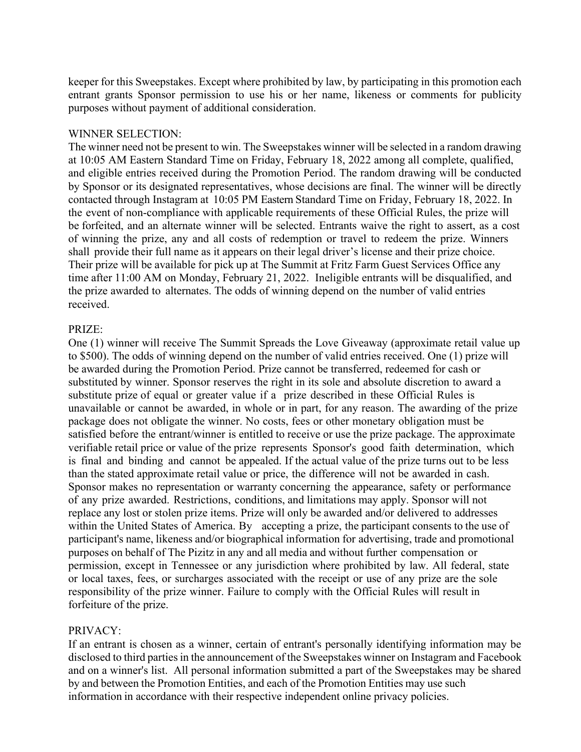keeper for this Sweepstakes. Except where prohibited by law, by participating in this promotion each entrant grants Sponsor permission to use his or her name, likeness or comments for publicity purposes without payment of additional consideration.

WINNER SELECTION:

The winner need not be present to win. The Sweepstakes winner will be selected in a random drawing at 10:05 AM Eastern Standard Time on Friday, February 18, 2022 among all complete, qualified, and eligible entries received during the Promotion Period. The random drawing will be conducted by Sponsor or its designated representatives, whose decisions are final. The winner will be directly contacted through Instagram at 10:05 PM Eastern Standard Time on Friday, February 18, 2022. In the event of non-compliance with applicable requirements of these Official Rules, the prize will be forfeited, and an alternate winner will be selected. Entrants waive the right to assert, as a cost of winning the prize, any and all costs of redemption or travel to redeem the prize. Winners shall provide their full name as it appears on their legal driver's license and their prize choice. Their prize will be available for pick up at The Summit at Fritz Farm Guest Services Office any time after 11:00 AM on Monday, February 21, 2022. Ineligible entrants will be disqualified, and the prize awarded to alternates. The odds of winning depend on the number of valid entries received.

PRIZE:

One (1) winner will receive The Summit Spreads the Love Giveaway (approximate retail value up to $500). The odds of winning depend on the number of valid entries received. One (1) prize will be awarded during the Promotion Period. Prize cannot be transferred, redeemed for cash or substituted by winner. Sponsor reserves the right in its sole and absolute discretion to award a substitute prize of equal or greater value if a prize described in these Official Rules is unavailable or cannot be awarded, in whole or in part, for any reason. The awarding of the prize package does not obligate the winner. No costs, fees or other monetary obligation must be satisfied before the entrant/winner is entitled to receive or use the prize package. The approximate verifiable retail price or value of the prize represents Sponsor's good faith determination, which is final and binding and cannot be appealed. If the actual value of the prize turns out to be less than the stated approximate retail value or price, the difference will not be awarded in cash. Sponsor makes no representation or warranty concerning the appearance, safety or performance of any prize awarded. Restrictions, conditions, and limitations may apply. Sponsor will not replace any lost or stolen prize items. Prize will only be awarded and/or delivered to addresses within the United States of America. By accepting a prize, the participant consents to the use of participant's name, likeness and/or biographical information for advertising, trade and promotional purposes on behalf of The Pizitz in any and all media and without further compensation or permission, except in Tennessee or any jurisdiction where prohibited by law. All federal, state or local taxes, fees, or surcharges associated with the receipt or use of any prize are the sole responsibility of the prize winner. Failure to comply with the Official Rules will result in forfeiture of the prize.

PRIVACY:

If an entrant is chosen as a winner, certain of entrant's personally identifying information may be disclosed to third parties in the announcement of the Sweepstakes winner on Instagram and Facebook and on a winner's list. All personal information submitted a part of the Sweepstakes may be shared by and between the Promotion Entities, and each of the Promotion Entities may use such information in accordance with their respective independent online privacy policies.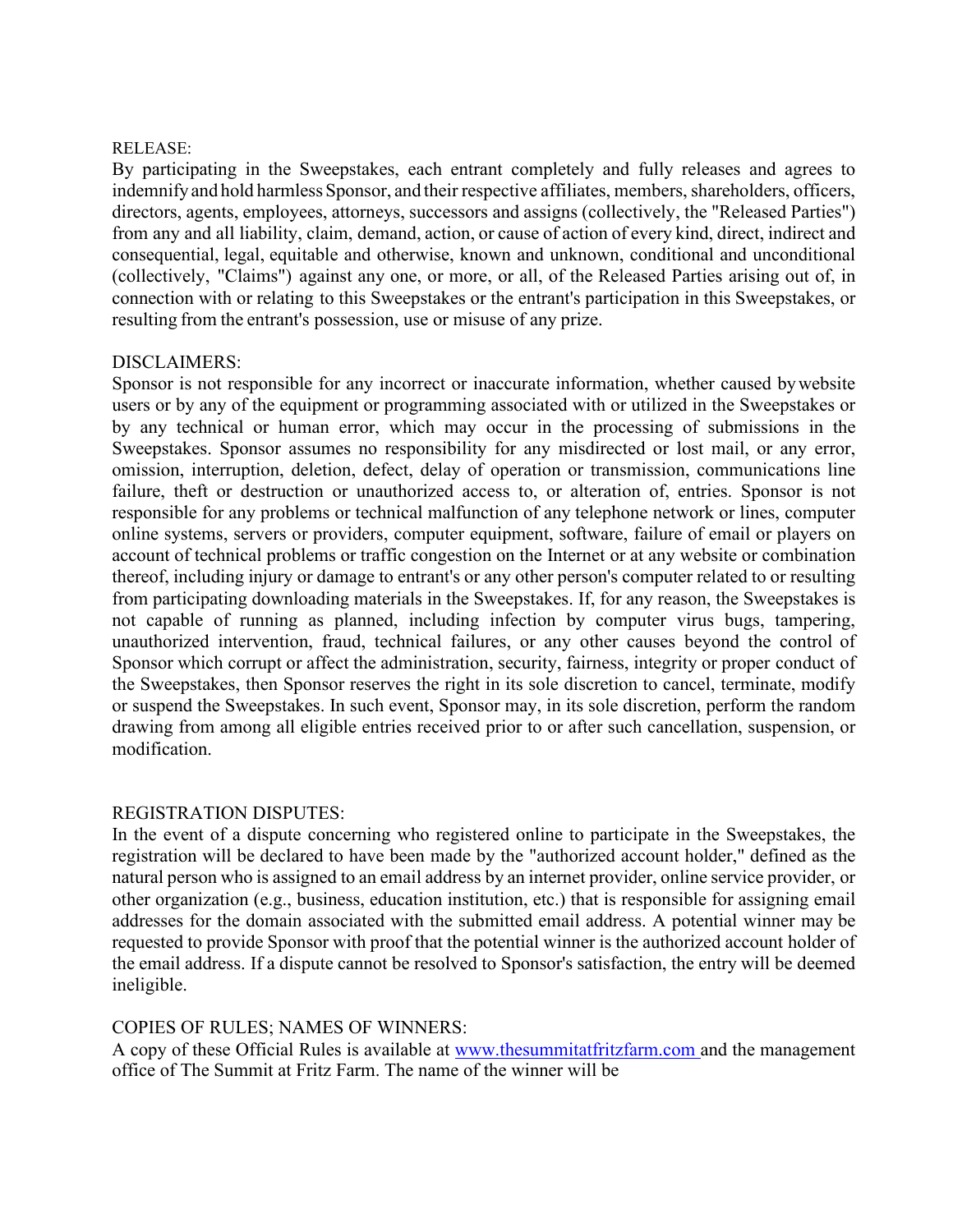RELEASE:

By participating in the Sweepstakes, each entrant completely and fully releases and agrees to indemnify and hold harmless Sponsor, and their respective affiliates, members, shareholders, officers, directors, agents, employees, attorneys, successors and assigns (collectively, the "Released Parties") from any and all liability, claim, demand, action, or cause of action of every kind, direct, indirect and consequential, legal, equitable and otherwise, known and unknown, conditional and unconditional (collectively, "Claims") against any one, or more, or all, of the Released Parties arising out of, in connection with or relating to this Sweepstakes or the entrant's participation in this Sweepstakes, or resulting from the entrant's possession, use or misuse of any prize.

DISCLAIMERS:

Sponsor is not responsible for any incorrect or inaccurate information, whether caused by website users or by any of the equipment or programming associated with or utilized in the Sweepstakes or by any technical or human error, which may occur in the processing of submissions in the Sweepstakes. Sponsor assumes no responsibility for any misdirected or lost mail, or any error, omission, interruption, deletion, defect, delay of operation or transmission, communications line failure, theft or destruction or unauthorized access to, or alteration of, entries. Sponsor is not responsible for any problems or technical malfunction of any telephone network or lines, computer online systems, servers or providers, computer equipment, software, failure of email or players on account of technical problems or traffic congestion on the Internet or at any website or combination thereof, including injury or damage to entrant's or any other person's computer related to or resulting from participating downloading materials in the Sweepstakes. If, for any reason, the Sweepstakes is not capable of running as planned, including infection by computer virus bugs, tampering, unauthorized intervention, fraud, technical failures, or any other causes beyond the control of Sponsor which corrupt or affect the administration, security, fairness, integrity or proper conduct of the Sweepstakes, then Sponsor reserves the right in its sole discretion to cancel, terminate, modify or suspend the Sweepstakes. In such event, Sponsor may, in its sole discretion, perform the random drawing from among all eligible entries received prior to or after such cancellation, suspension, or modification.

REGISTRATION DISPUTES:

In the event of a dispute concerning who registered online to participate in the Sweepstakes, the registration will be declared to have been made by the "authorized account holder," defined as the natural person who is assigned to an email address by an internet provider, online service provider, or other organization (e.g., business, education institution, etc.) that is responsible for assigning email addresses for the domain associated with the submitted email address. A potential winner may be requested to provide Sponsor with proof that the potential winner is the authorized account holder of the email address. If a dispute cannot be resolved to Sponsor's satisfaction, the entry will be deemed ineligible.

COPIES OF RULES; NAMES OF WINNERS:

A copy of these Official Rules is available at [www.thesummitatfritzfarm.com](http://www.thesummitatfritzfarm.com) and the management office of The Summit at Fritz Farm. The name of the winner will be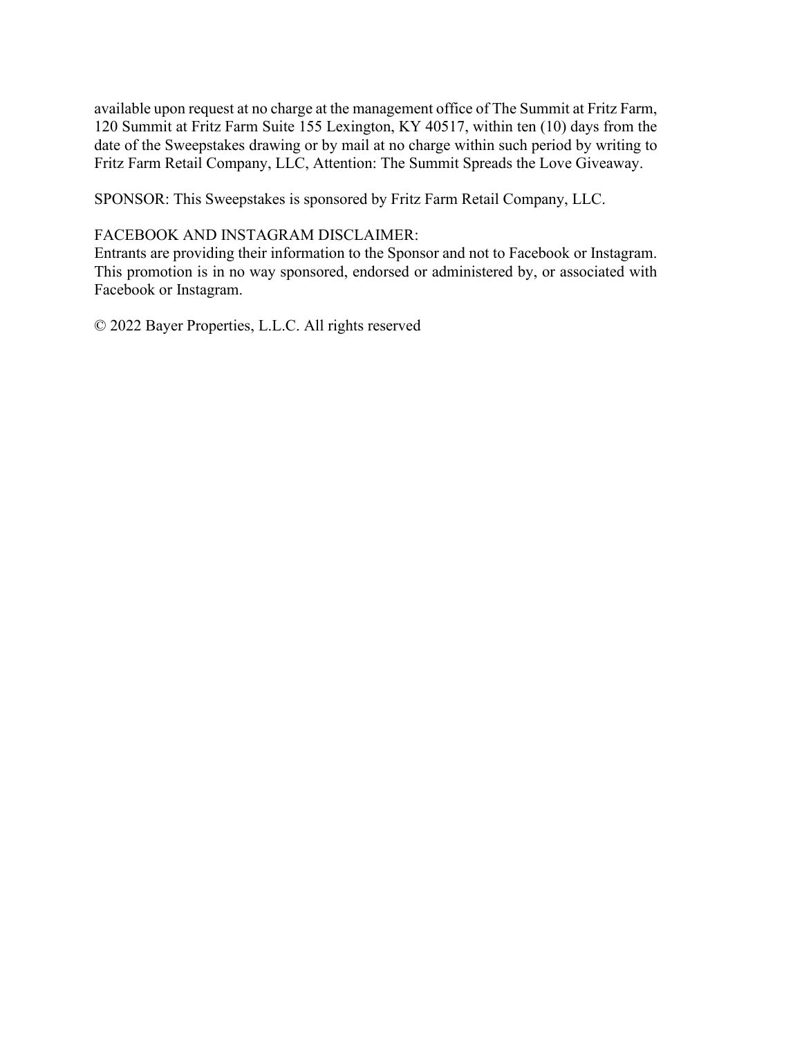available upon request at no charge at the management office of The Summit at Fritz Farm, 120 Summit at Fritz Farm Suite 155 Lexington, KY 40517, within ten (10) days from the date of the Sweepstakes drawing or by mail at no charge within such period by writing to Fritz Farm Retail Company, LLC, Attention: The Summit Spreads the Love Giveaway.

SPONSOR: This Sweepstakes is sponsored by Fritz Farm Retail Company, LLC.

FACEBOOK AND INSTAGRAM DISCLAIMER:
Entrants are providing their information to the Sponsor and not to Facebook or Instagram. This promotion is in no way sponsored, endorsed or administered by, or associated with Facebook or Instagram.

© 2022 Bayer Properties, L.L.C. All rights reserved